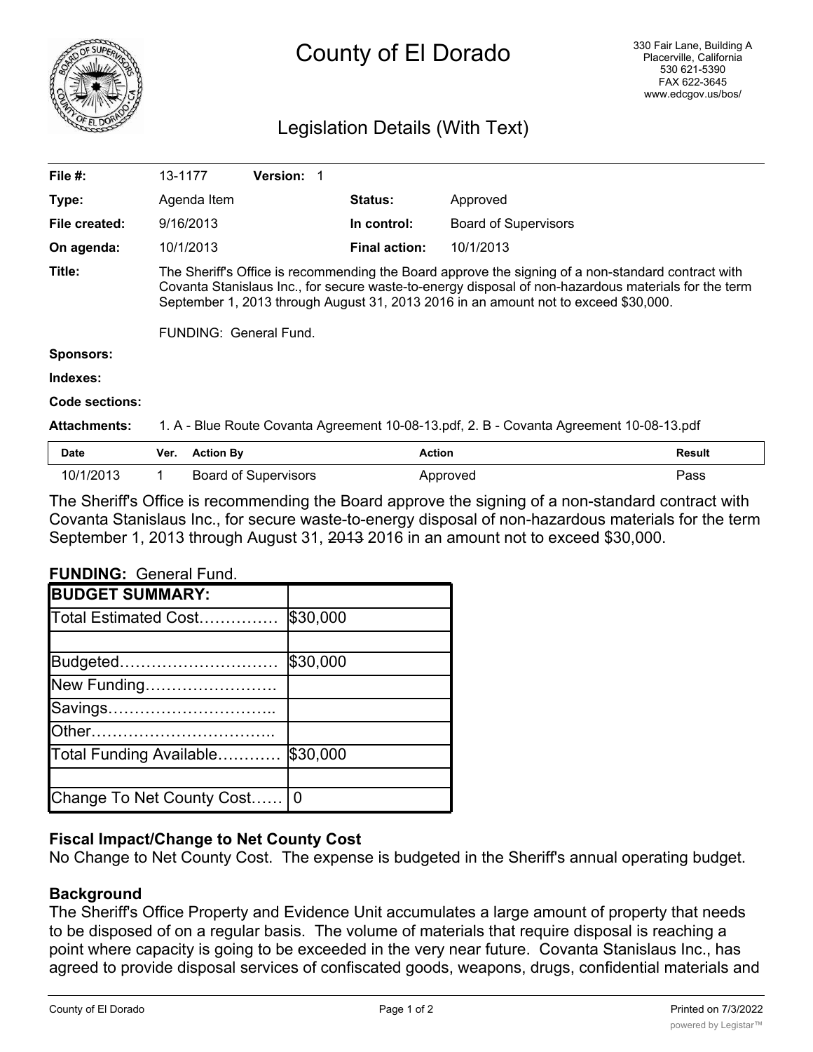# County of El Dorado

330 Fair Lane, Building A
Placerville, California
530 621-5390
FAX 622-3645
www.edcgov.us/bos/

## Legislation Details (With Text)

| | | | |
|---|---|---|---|
| **File #:** | 13-1177 **Version:** 1 | | |
| **Type:** | Agenda Item | **Status:** | Approved |
| **File created:** | 9/16/2013 | **In control:** | Board of Supervisors |
| **On agenda:** | 10/1/2013 | **Final action:** | 10/1/2013 |

**Title:** The Sheriff's Office is recommending the Board approve the signing of a non-standard contract with Covanta Stanislaus Inc., for secure waste-to-energy disposal of non-hazardous materials for the term September 1, 2013 through August 31, 2013 2016 in an amount not to exceed $30,000.

FUNDING: General Fund.

**Sponsors:**

**Indexes:**

**Code sections:**

**Attachments:** 1. A - Blue Route Covanta Agreement 10-08-13.pdf, 2. B - Covanta Agreement 10-08-13.pdf

| Date | Ver. | Action By | Action | Result |
|---|---|---|---|---|
| 10/1/2013 | 1 | Board of Supervisors | Approved | Pass |

The Sheriff's Office is recommending the Board approve the signing of a non-standard contract with Covanta Stanislaus Inc., for secure waste-to-energy disposal of non-hazardous materials for the term September 1, 2013 through August 31, ~~2013~~ 2016 in an amount not to exceed $30,000.

**FUNDING:** General Fund.

| **BUDGET SUMMARY:** | |
|---|---|
| Total Estimated Cost…………… | $30,000 |
| | |
| Budgeted………………………… | $30,000 |
| New Funding……………………. | |
| Savings………………………….. | |
| Other…………………………….. | |
| Total Funding Available………… | $30,000 |
| | |
| Change To Net County Cost…… | 0 |

### Fiscal Impact/Change to Net County Cost

No Change to Net County Cost. The expense is budgeted in the Sheriff's annual operating budget.

### Background

The Sheriff's Office Property and Evidence Unit accumulates a large amount of property that needs to be disposed of on a regular basis. The volume of materials that require disposal is reaching a point where capacity is going to be exceeded in the very near future. Covanta Stanislaus Inc., has agreed to provide disposal services of confiscated goods, weapons, drugs, confidential materials and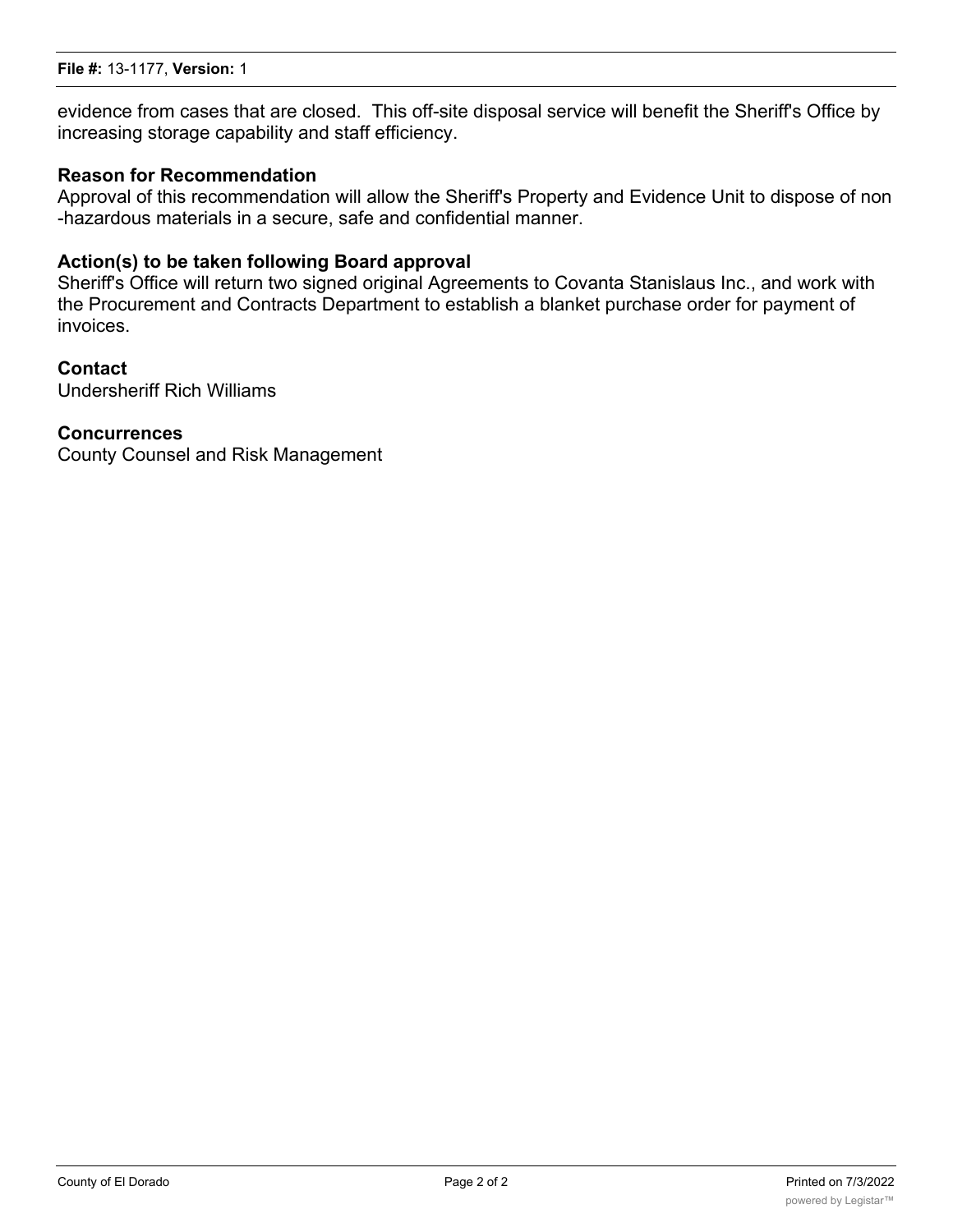evidence from cases that are closed. This off-site disposal service will benefit the Sheriff's Office by increasing storage capability and staff efficiency.

**Reason for Recommendation**

Approval of this recommendation will allow the Sheriff's Property and Evidence Unit to dispose of non-hazardous materials in a secure, safe and confidential manner.

**Action(s) to be taken following Board approval**

Sheriff's Office will return two signed original Agreements to Covanta Stanislaus Inc., and work with the Procurement and Contracts Department to establish a blanket purchase order for payment of invoices.

**Contact**

Undersheriff Rich Williams

**Concurrences**

County Counsel and Risk Management